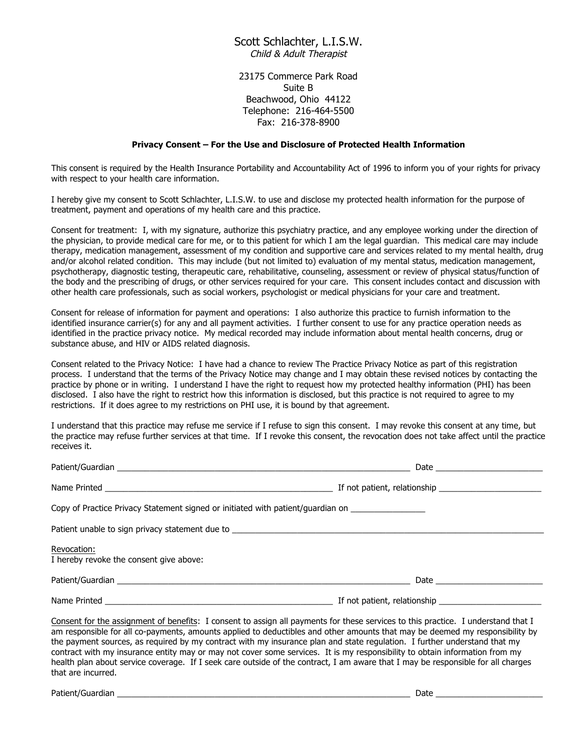# Scott Schlachter, L.I.S.W.

*Child & Adult Therapist*

23175 Commerce Park Road
Suite B
Beachwood, Ohio 44122
Telephone: 216-464-5500
Fax: 216-378-8900

**Privacy Consent – For the Use and Disclosure of Protected Health Information**

This consent is required by the Health Insurance Portability and Accountability Act of 1996 to inform you of your rights for privacy with respect to your health care information.

I hereby give my consent to Scott Schlachter, L.I.S.W. to use and disclose my protected health information for the purpose of treatment, payment and operations of my health care and this practice.

Consent for treatment: I, with my signature, authorize this psychiatry practice, and any employee working under the direction of the physician, to provide medical care for me, or to this patient for which I am the legal guardian. This medical care may include therapy, medication management, assessment of my condition and supportive care and services related to my mental health, drug and/or alcohol related condition. This may include (but not limited to) evaluation of my mental status, medication management, psychotherapy, diagnostic testing, therapeutic care, rehabilitative, counseling, assessment or review of physical status/function of the body and the prescribing of drugs, or other services required for your care. This consent includes contact and discussion with other health care professionals, such as social workers, psychologist or medical physicians for your care and treatment.

Consent for release of information for payment and operations: I also authorize this practice to furnish information to the identified insurance carrier(s) for any and all payment activities. I further consent to use for any practice operation needs as identified in the practice privacy notice. My medical recorded may include information about mental health concerns, drug or substance abuse, and HIV or AIDS related diagnosis.

Consent related to the Privacy Notice: I have had a chance to review The Practice Privacy Notice as part of this registration process. I understand that the terms of the Privacy Notice may change and I may obtain these revised notices by contacting the practice by phone or in writing. I understand I have the right to request how my protected healthy information (PHI) has been disclosed. I also have the right to restrict how this information is disclosed, but this practice is not required to agree to my restrictions. If it does agree to my restrictions on PHI use, it is bound by that agreement.

I understand that this practice may refuse me service if I refuse to sign this consent. I may revoke this consent at any time, but the practice may refuse further services at that time. If I revoke this consent, the revocation does not take affect until the practice receives it.

Patient/Guardian ____________________________________________ Date ________________

Name Printed ___________________________________ If not patient, relationship ________________

Copy of Practice Privacy Statement signed or initiated with patient/guardian on ____________

Patient unable to sign privacy statement due to ____________________________________________

Revocation:
I hereby revoke the consent give above:

Patient/Guardian ____________________________________________ Date ________________

Name Printed ___________________________________ If not patient, relationship ________________

Consent for the assignment of benefits: I consent to assign all payments for these services to this practice. I understand that I am responsible for all co-payments, amounts applied to deductibles and other amounts that may be deemed my responsibility by the payment sources, as required by my contract with my insurance plan and state regulation. I further understand that my contract with my insurance entity may or may not cover some services. It is my responsibility to obtain information from my health plan about service coverage. If I seek care outside of the contract, I am aware that I may be responsible for all charges that are incurred.

Patient/Guardian ____________________________________________ Date ________________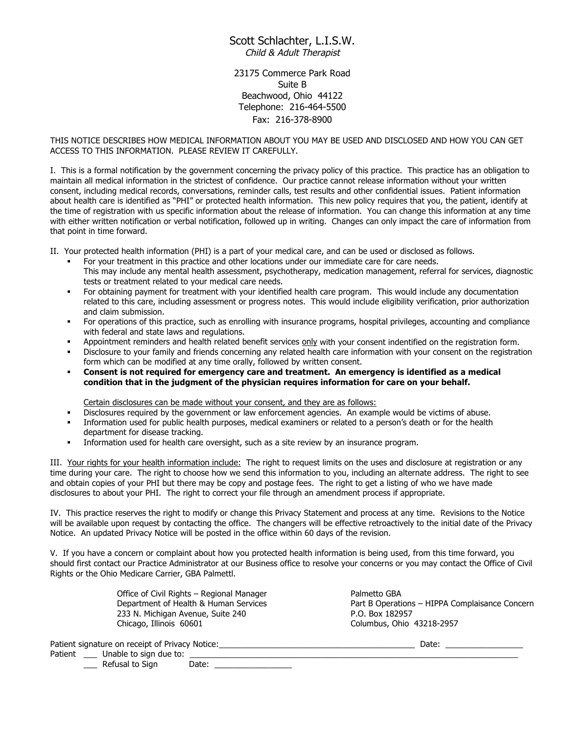Scott Schlachter, L.I.S.W.
*Child & Adult Therapist*

23175 Commerce Park Road
Suite B
Beachwood, Ohio 44122
Telephone: 216-464-5500
Fax: 216-378-8900

THIS NOTICE DESCRIBES HOW MEDICAL INFORMATION ABOUT YOU MAY BE USED AND DISCLOSED AND HOW YOU CAN GET ACCESS TO THIS INFORMATION. PLEASE REVIEW IT CAREFULLY.

I. This is a formal notification by the government concerning the privacy policy of this practice. This practice has an obligation to maintain all medical information in the strictest of confidence. Our practice cannot release information without your written consent, including medical records, conversations, reminder calls, test results and other confidential issues. Patient information about health care is identified as "PHI" or protected health information. This new policy requires that you, the patient, identify at the time of registration with us specific information about the release of information. You can change this information at any time with either written notification or verbal notification, followed up in writing. Changes can only impact the care of information from that point in time forward.

II. Your protected health information (PHI) is a part of your medical care, and can be used or disclosed as follows.

- For your treatment in this practice and other locations under our immediate care for care needs. This may include any mental health assessment, psychotherapy, medication management, referral for services, diagnostic tests or treatment related to your medical care needs.
- For obtaining payment for treatment with your identified health care program. This would include any documentation related to this care, including assessment or progress notes. This would include eligibility verification, prior authorization and claim submission.
- For operations of this practice, such as enrolling with insurance programs, hospital privileges, accounting and compliance with federal and state laws and regulations.
- Appointment reminders and health related benefit services <u>only</u> with your consent indentified on the registration form.
- Disclosure to your family and friends concerning any related health care information with your consent on the registration form which can be modified at any time orally, followed by written consent.
- **Consent is not required for emergency care and treatment. An emergency is identified as a medical condition that in the judgment of the physician requires information for care on your behalf.**

<u>Certain disclosures can be made without your consent, and they are as follows:</u>

- Disclosures required by the government or law enforcement agencies. An example would be victims of abuse.
- Information used for public health purposes, medical examiners or related to a person's death or for the health department for disease tracking.
- Information used for health care oversight, such as a site review by an insurance program.

III. <u>Your rights for your health information include:</u> The right to request limits on the uses and disclosure at registration or any time during your care. The right to choose how we send this information to you, including an alternate address. The right to see and obtain copies of your PHI but there may be copy and postage fees. The right to get a listing of who we have made disclosures to about your PHI. The right to correct your file through an amendment process if appropriate.

IV. This practice reserves the right to modify or change this Privacy Statement and process at any time. Revisions to the Notice will be available upon request by contacting the office. The changers will be effective retroactively to the initial date of the Privacy Notice. An updated Privacy Notice will be posted in the office within 60 days of the revision.

V. If you have a concern or complaint about how you protected health information is being used, from this time forward, you should first contact our Practice Administrator at our Business office to resolve your concerns or you may contact the Office of Civil Rights or the Ohio Medicare Carrier, GBA Palmettl.

Office of Civil Rights – Regional Manager
Department of Health & Human Services
233 N. Michigan Avenue, Suite 240
Chicago, Illinois 60601

Palmetto GBA
Part B Operations – HIPPA Complaisance Concern
P.O. Box 182957
Columbus, Ohio 43218-2957

Patient signature on receipt of Privacy Notice:____________________________________________ Date: _________________

Patient ___ Unable to sign due to: ____________________________________________________________________________

___ Refusal to Sign Date: _________________